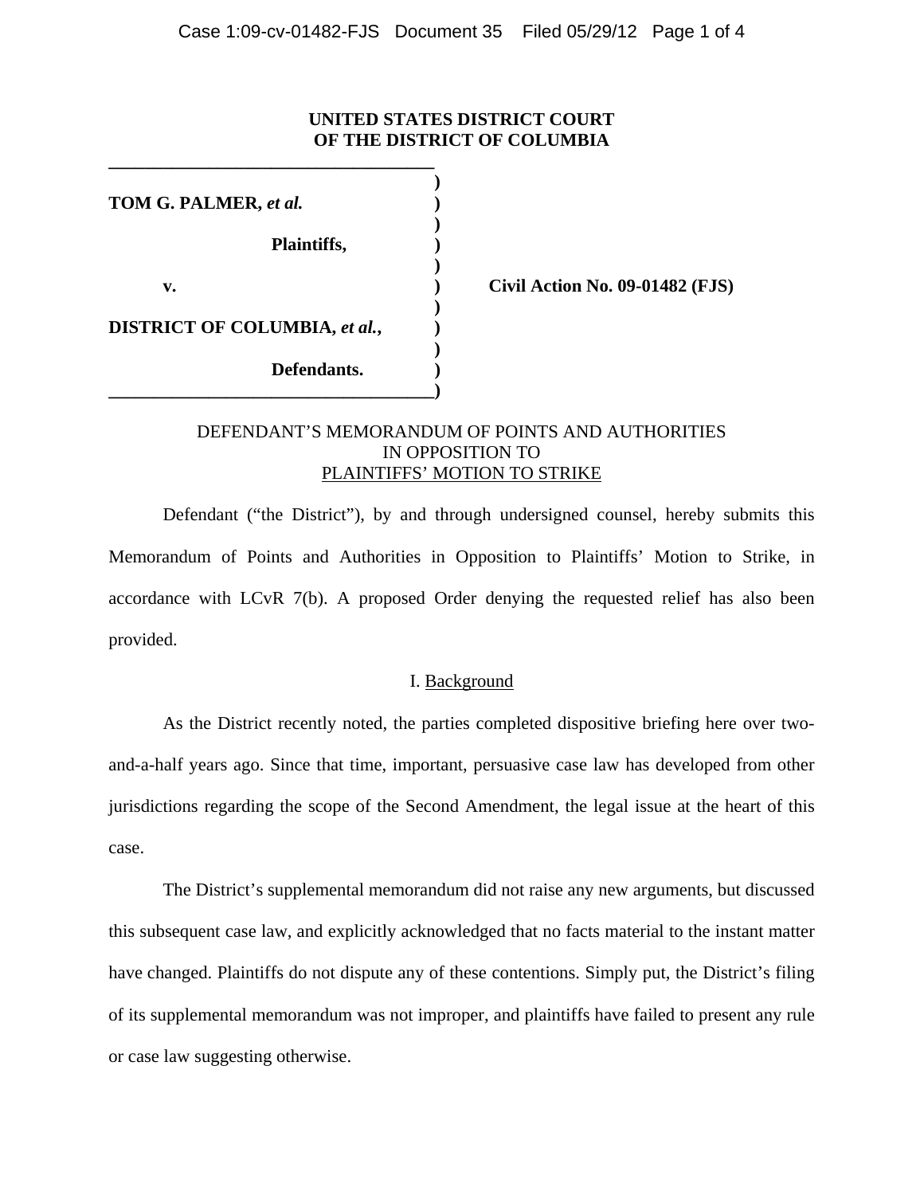**UNITED STATES DISTRICT COURT**
**OF THE DISTRICT OF COLUMBIA**

| | | |
|---|---|---|
| **TOM G. PALMER, *et al.*** | ) | |
| **Plaintiffs,** | ) | |
| **v.** | ) | **Civil Action No. 09-01482 (FJS)** |
| **DISTRICT OF COLUMBIA, *et al.*,** | ) | |
| **Defendants.** | ) | |

DEFENDANT'S MEMORANDUM OF POINTS AND AUTHORITIES
IN OPPOSITION TO
PLAINTIFFS' MOTION TO STRIKE

Defendant ("the District"), by and through undersigned counsel, hereby submits this Memorandum of Points and Authorities in Opposition to Plaintiffs' Motion to Strike, in accordance with LCvR 7(b). A proposed Order denying the requested relief has also been provided.

## I. Background

As the District recently noted, the parties completed dispositive briefing here over two-and-a-half years ago. Since that time, important, persuasive case law has developed from other jurisdictions regarding the scope of the Second Amendment, the legal issue at the heart of this case.

The District's supplemental memorandum did not raise any new arguments, but discussed this subsequent case law, and explicitly acknowledged that no facts material to the instant matter have changed. Plaintiffs do not dispute any of these contentions. Simply put, the District's filing of its supplemental memorandum was not improper, and plaintiffs have failed to present any rule or case law suggesting otherwise.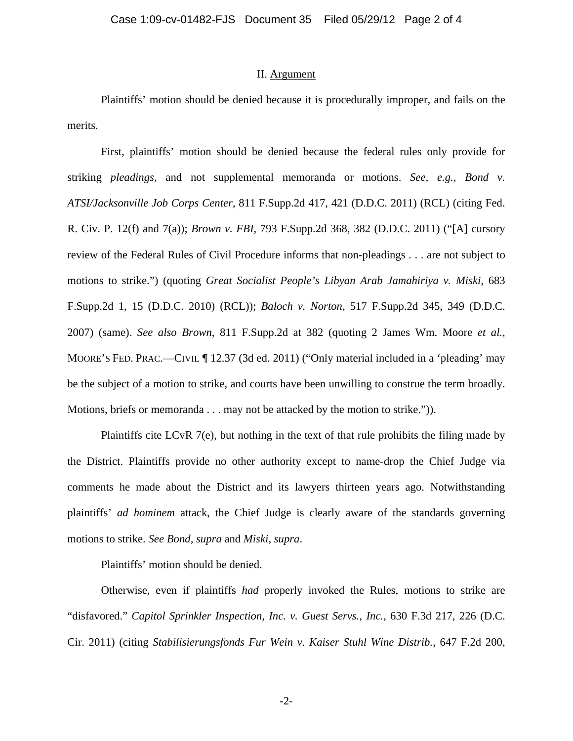## II. Argument

Plaintiffs' motion should be denied because it is procedurally improper, and fails on the merits.

First, plaintiffs' motion should be denied because the federal rules only provide for striking *pleadings*, and not supplemental memoranda or motions. *See, e.g.*, *Bond v. ATSI/Jacksonville Job Corps Center*, 811 F.Supp.2d 417, 421 (D.D.C. 2011) (RCL) (citing Fed. R. Civ. P. 12(f) and 7(a)); *Brown v. FBI*, 793 F.Supp.2d 368, 382 (D.D.C. 2011) ("[A] cursory review of the Federal Rules of Civil Procedure informs that non-pleadings . . . are not subject to motions to strike.") (quoting *Great Socialist People's Libyan Arab Jamahiriya v. Miski*, 683 F.Supp.2d 1, 15 (D.D.C. 2010) (RCL)); *Baloch v. Norton*, 517 F.Supp.2d 345, 349 (D.D.C. 2007) (same). *See also Brown*, 811 F.Supp.2d at 382 (quoting 2 James Wm. Moore *et al.*, MOORE'S FED. PRAC.—CIVIL ¶ 12.37 (3d ed. 2011) ("Only material included in a 'pleading' may be the subject of a motion to strike, and courts have been unwilling to construe the term broadly. Motions, briefs or memoranda . . . may not be attacked by the motion to strike.")).

Plaintiffs cite LCvR 7(e), but nothing in the text of that rule prohibits the filing made by the District. Plaintiffs provide no other authority except to name-drop the Chief Judge via comments he made about the District and its lawyers thirteen years ago. Notwithstanding plaintiffs' *ad hominem* attack, the Chief Judge is clearly aware of the standards governing motions to strike. *See Bond, supra* and *Miski, supra*.

Plaintiffs' motion should be denied.

Otherwise, even if plaintiffs *had* properly invoked the Rules, motions to strike are "disfavored." *Capitol Sprinkler Inspection, Inc. v. Guest Servs., Inc.*, 630 F.3d 217, 226 (D.C. Cir. 2011) (citing *Stabilisierungsfonds Fur Wein v. Kaiser Stuhl Wine Distrib.*, 647 F.2d 200,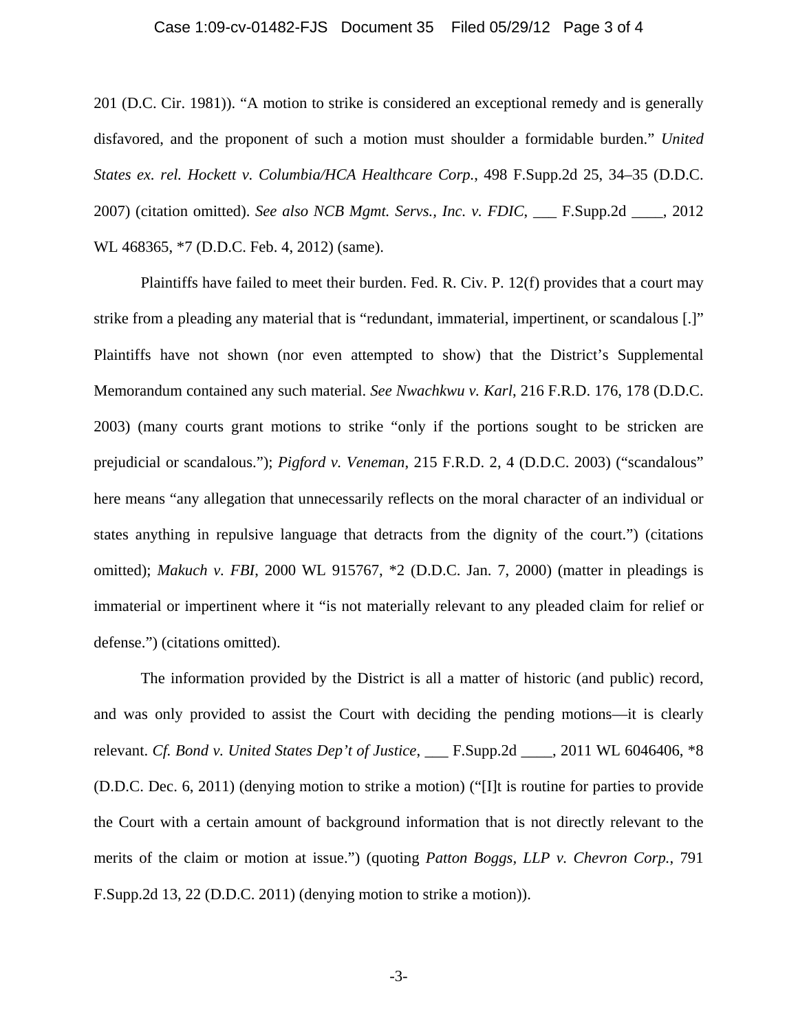201 (D.C. Cir. 1981)). "A motion to strike is considered an exceptional remedy and is generally disfavored, and the proponent of such a motion must shoulder a formidable burden." *United States ex. rel. Hockett v. Columbia/HCA Healthcare Corp.*, 498 F.Supp.2d 25, 34–35 (D.D.C. 2007) (citation omitted). *See also NCB Mgmt. Servs., Inc. v. FDIC*, ___ F.Supp.2d ____, 2012 WL 468365, *7 (D.D.C. Feb. 4, 2012) (same).

Plaintiffs have failed to meet their burden. Fed. R. Civ. P. 12(f) provides that a court may strike from a pleading any material that is "redundant, immaterial, impertinent, or scandalous [.]" Plaintiffs have not shown (nor even attempted to show) that the District's Supplemental Memorandum contained any such material. *See Nwachkwu v. Karl*, 216 F.R.D. 176, 178 (D.D.C. 2003) (many courts grant motions to strike "only if the portions sought to be stricken are prejudicial or scandalous."); *Pigford v. Veneman*, 215 F.R.D. 2, 4 (D.D.C. 2003) ("scandalous" here means "any allegation that unnecessarily reflects on the moral character of an individual or states anything in repulsive language that detracts from the dignity of the court.") (citations omitted); *Makuch v. FBI*, 2000 WL 915767, *2 (D.D.C. Jan. 7, 2000) (matter in pleadings is immaterial or impertinent where it "is not materially relevant to any pleaded claim for relief or defense.") (citations omitted).

The information provided by the District is all a matter of historic (and public) record, and was only provided to assist the Court with deciding the pending motions—it is clearly relevant. *Cf. Bond v. United States Dep't of Justice*, ___ F.Supp.2d ____, 2011 WL 6046406, *8 (D.D.C. Dec. 6, 2011) (denying motion to strike a motion) ("[I]t is routine for parties to provide the Court with a certain amount of background information that is not directly relevant to the merits of the claim or motion at issue.") (quoting *Patton Boggs, LLP v. Chevron Corp.*, 791 F.Supp.2d 13, 22 (D.D.C. 2011) (denying motion to strike a motion)).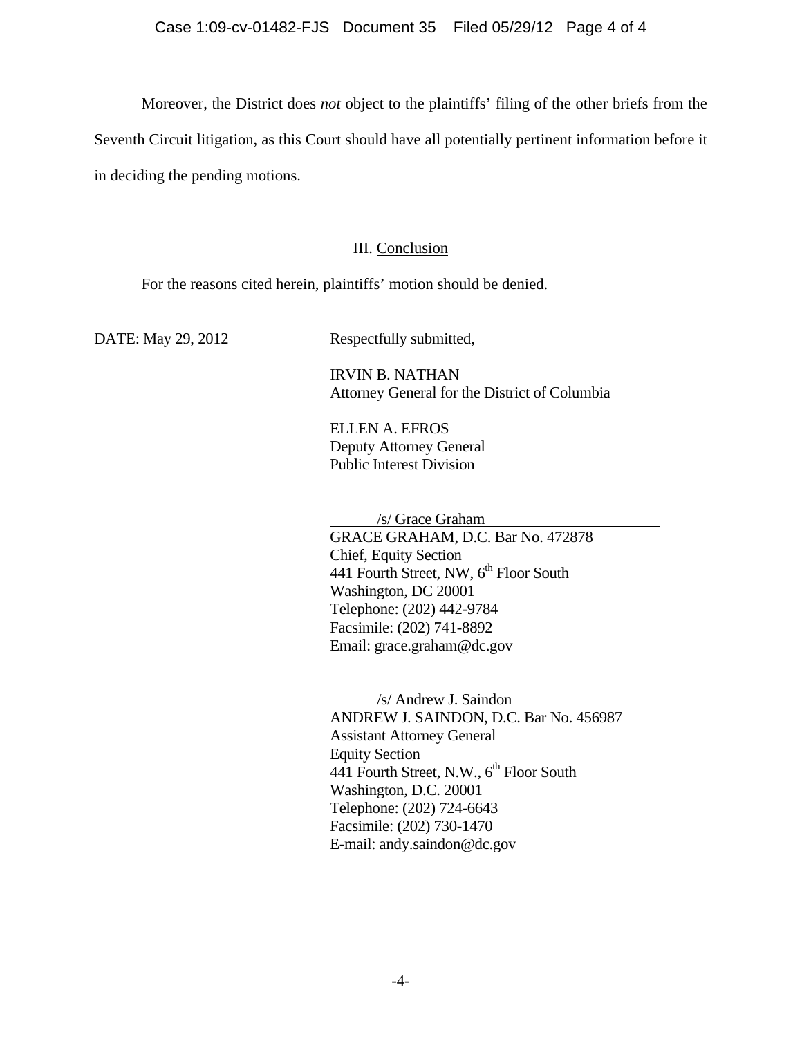Moreover, the District does *not* object to the plaintiffs' filing of the other briefs from the Seventh Circuit litigation, as this Court should have all potentially pertinent information before it in deciding the pending motions.

## III. Conclusion

For the reasons cited herein, plaintiffs' motion should be denied.

DATE: May 29, 2012

Respectfully submitted,

IRVIN B. NATHAN
Attorney General for the District of Columbia

ELLEN A. EFROS
Deputy Attorney General
Public Interest Division

/s/ Grace Graham
GRACE GRAHAM, D.C. Bar No. 472878
Chief, Equity Section
441 Fourth Street, NW, 6th Floor South
Washington, DC 20001
Telephone: (202) 442-9784
Facsimile: (202) 741-8892
Email: grace.graham@dc.gov

/s/ Andrew J. Saindon
ANDREW J. SAINDON, D.C. Bar No. 456987
Assistant Attorney General
Equity Section
441 Fourth Street, N.W., 6th Floor South
Washington, D.C. 20001
Telephone: (202) 724-6643
Facsimile: (202) 730-1470
E-mail: andy.saindon@dc.gov